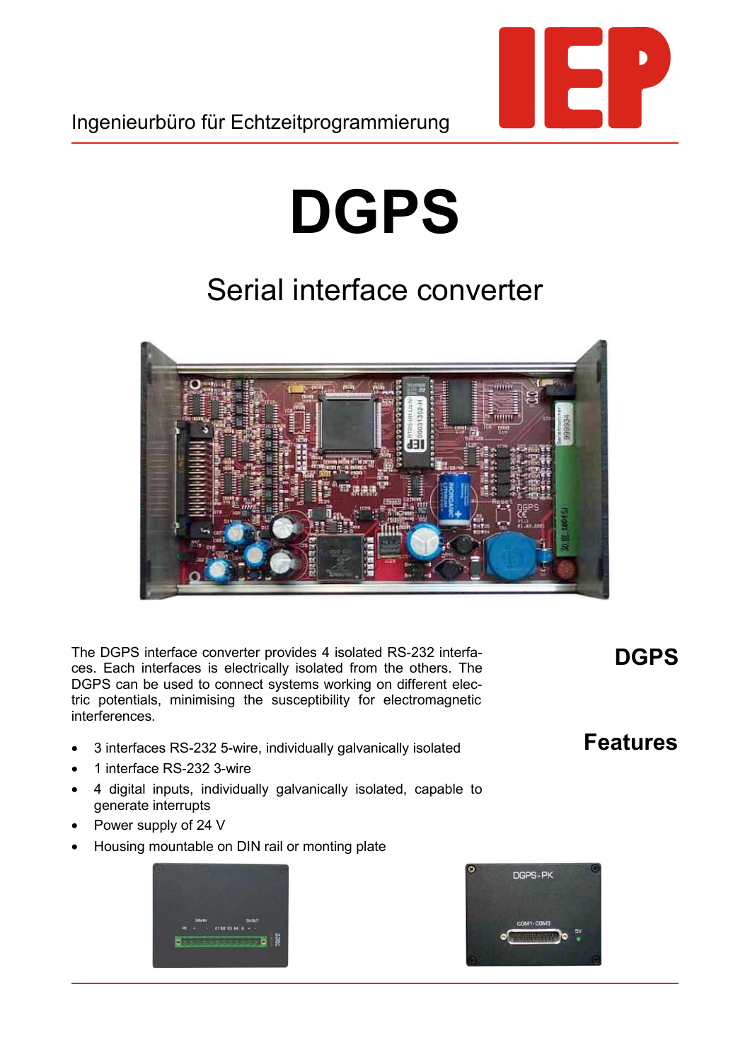Ingenieurbüro für Echtzeitprogrammierung

# DGPS

## Serial interface converter

## DGPS

The DGPS interface converter provides 4 isolated RS-232 interfaces. Each interfaces is electrically isolated from the others. The DGPS can be used to connect systems working on different electric potentials, minimising the susceptibility for electromagnetic interferences.

## Features

- 3 interfaces RS-232 5-wire, individually galvanically isolated
- 1 interface RS-232 3-wire
- 4 digital inputs, individually galvanically isolated, capable to generate interrupts
- Power supply of 24 V
- Housing mountable on DIN rail or monting plate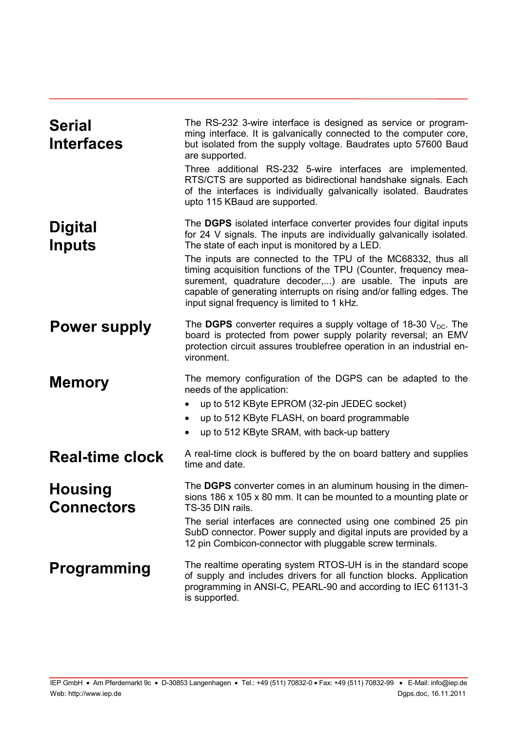## Serial Interfaces

The RS-232 3-wire interface is designed as service or programming interface. It is galvanically connected to the computer core, but isolated from the supply voltage. Baudrates upto 57600 Baud are supported.

Three additional RS-232 5-wire interfaces are implemented. RTS/CTS are supported as bidirectional handshake signals. Each of the interfaces is individually galvanically isolated. Baudrates upto 115 KBaud are supported.

## Digital Inputs

The **DGPS** isolated interface converter provides four digital inputs for 24 V signals. The inputs are individually galvanically isolated. The state of each input is monitored by a LED.

The inputs are connected to the TPU of the MC68332, thus all timing acquisition functions of the TPU (Counter, frequency measurement, quadrature decoder,...) are usable. The inputs are capable of generating interrupts on rising and/or falling edges. The input signal frequency is limited to 1 kHz.

## Power supply

The **DGPS** converter requires a supply voltage of 18-30 $V_{DC}$. The board is protected from power supply polarity reversal; an EMV protection circuit assures troublefree operation in an industrial environment.

## Memory

The memory configuration of the DGPS can be adapted to the needs of the application:

- up to 512 KByte EPROM (32-pin JEDEC socket)
- up to 512 KByte FLASH, on board programmable
- up to 512 KByte SRAM, with back-up battery

## Real-time clock

A real-time clock is buffered by the on board battery and supplies time and date.

## Housing Connectors

The **DGPS** converter comes in an aluminum housing in the dimensions 186 x 105 x 80 mm. It can be mounted to a mounting plate or TS-35 DIN rails.

The serial interfaces are connected using one combined 25 pin SubD connector. Power supply and digital inputs are provided by a 12 pin Combicon-connector with pluggable screw terminals.

## Programming

The realtime operating system RTOS-UH is in the standard scope of supply and includes drivers for all function blocks. Application programming in ANSI-C, PEARL-90 and according to IEC 61131-3 is supported.

IEP GmbH • Am Pferdemarkt 9c • D-30853 Langenhagen • Tel.: +49 (511) 70832-0 • Fax: +49 (511) 70832-99 • E-Mail: info@iep.de
Web: http://www.iep.de Dgps.doc, 16.11.2011